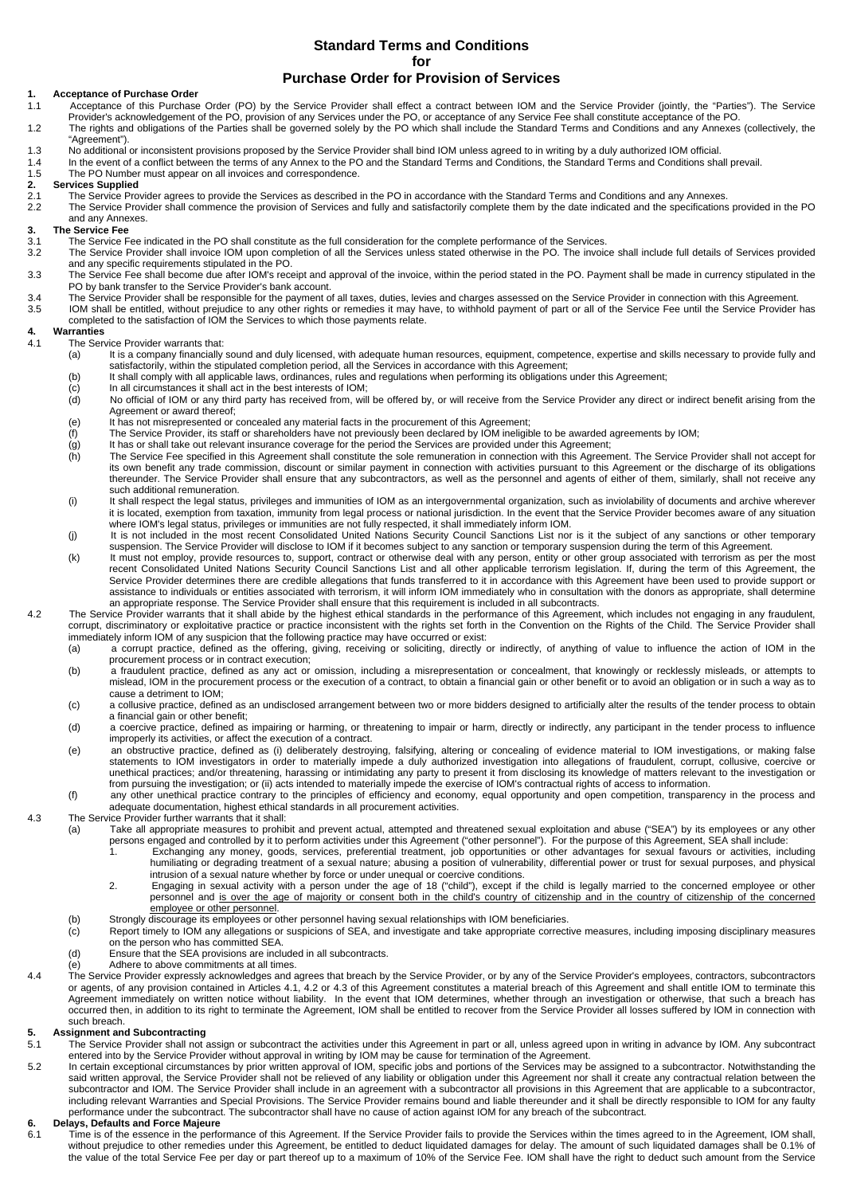# Standard Terms and Conditions for Purchase Order for Provision of Services

**1. Acceptance of Purchase Order**

1.1 Acceptance of this Purchase Order (PO) by the Service Provider shall effect a contract between IOM and the Service Provider (jointly, the "Parties"). The Service Provider's acknowledgement of the PO, provision of any Services under the PO, or acceptance of any Service Fee shall constitute acceptance of the PO.

1.2 The rights and obligations of the Parties shall be governed solely by the PO which shall include the Standard Terms and Conditions and any Annexes (collectively, the "Agreement").

1.3 No additional or inconsistent provisions proposed by the Service Provider shall bind IOM unless agreed to in writing by a duly authorized IOM official.

1.4 In the event of a conflict between the terms of any Annex to the PO and the Standard Terms and Conditions, the Standard Terms and Conditions shall prevail.

1.5 The PO Number must appear on all invoices and correspondence.

**2. Services Supplied**

2.1 The Service Provider agrees to provide the Services as described in the PO in accordance with the Standard Terms and Conditions and any Annexes.

2.2 The Service Provider shall commence the provision of Services and fully and satisfactorily complete them by the date indicated and the specifications provided in the PO and any Annexes.

**3. The Service Fee**

3.1 The Service Fee indicated in the PO shall constitute as the full consideration for the complete performance of the Services.

3.2 The Service Provider shall invoice IOM upon completion of all the Services unless stated otherwise in the PO. The invoice shall include full details of Services provided and any specific requirements stipulated in the PO.

3.3 The Service Fee shall become due after IOM's receipt and approval of the invoice, within the period stated in the PO. Payment shall be made in currency stipulated in the PO by bank transfer to the Service Provider's bank account.

3.4 The Service Provider shall be responsible for the payment of all taxes, duties, levies and charges assessed on the Service Provider in connection with this Agreement.

3.5 IOM shall be entitled, without prejudice to any other rights or remedies it may have, to withhold payment of part or all of the Service Fee until the Service Provider has completed to the satisfaction of IOM the Services to which those payments relate.

**4. Warranties**

4.1 The Service Provider warrants that:

(a) It is a company financially sound and duly licensed, with adequate human resources, equipment, competence, expertise and skills necessary to provide fully and satisfactorily, within the stipulated completion period, all the Services in accordance with this Agreement;

(b) It shall comply with all applicable laws, ordinances, rules and regulations when performing its obligations under this Agreement;

(c) In all circumstances it shall act in the best interests of IOM;

(d) No official of IOM or any third party has received from, will be offered by, or will receive from the Service Provider any direct or indirect benefit arising from the Agreement or award thereof;

(e) It has not misrepresented or concealed any material facts in the procurement of this Agreement;

(f) The Service Provider, its staff or shareholders have not previously been declared by IOM ineligible to be awarded agreements by IOM;

(g) It has or shall take out relevant insurance coverage for the period the Services are provided under this Agreement;

(h) The Service Fee specified in this Agreement shall constitute the sole remuneration in connection with this Agreement. The Service Provider shall not accept for its own benefit any trade commission, discount or similar payment in connection with activities pursuant to this Agreement or the discharge of its obligations thereunder. The Service Provider shall ensure that any subcontractors, as well as the personnel and agents of either of them, similarly, shall not receive any such additional remuneration.

(i) It shall respect the legal status, privileges and immunities of IOM as an intergovernmental organization, such as inviolability of documents and archive wherever it is located, exemption from taxation, immunity from legal process or national jurisdiction. In the event that the Service Provider becomes aware of any situation where IOM's legal status, privileges or immunities are not fully respected, it shall immediately inform IOM.

(j) It is not included in the most recent Consolidated United Nations Security Council Sanctions List nor is it the subject of any sanctions or other temporary suspension. The Service Provider will disclose to IOM if it becomes subject to any sanction or temporary suspension during the term of this Agreement.

(k) It must not employ, provide resources to, support, contract or otherwise deal with any person, entity or other group associated with terrorism as per the most recent Consolidated United Nations Security Council Sanctions List and all other applicable terrorism legislation. If, during the term of this Agreement, the Service Provider determines there are credible allegations that funds transferred to it in accordance with this Agreement have been used to provide support or assistance to individuals or entities associated with terrorism, it will inform IOM immediately who in consultation with the donors as appropriate, shall determine an appropriate response. The Service Provider shall ensure that this requirement is included in all subcontracts.

4.2 The Service Provider warrants that it shall abide by the highest ethical standards in the performance of this Agreement, which includes not engaging in any fraudulent, corrupt, discriminatory or exploitative practice or practice inconsistent with the rights set forth in the Convention on the Rights of the Child. The Service Provider shall immediately inform IOM of any suspicion that the following practice may have occurred or exist:

(a) a corrupt practice, defined as the offering, giving, receiving or soliciting, directly or indirectly, of anything of value to influence the action of IOM in the procurement process or in contract execution;

(b) a fraudulent practice, defined as any act or omission, including a misrepresentation or concealment, that knowingly or recklessly misleads, or attempts to mislead, IOM in the procurement process or the execution of a contract, to obtain a financial gain or other benefit or to avoid an obligation or in such a way as to cause a detriment to IOM;

(c) a collusive practice, defined as an undisclosed arrangement between two or more bidders designed to artificially alter the results of the tender process to obtain a financial gain or other benefit;

(d) a coercive practice, defined as impairing or harming, or threatening to impair or harm, directly or indirectly, any participant in the tender process to influence improperly its activities, or affect the execution of a contract.

(e) an obstructive practice, defined as (i) deliberately destroying, falsifying, altering or concealing of evidence material to IOM investigations, or making false statements to IOM investigators in order to materially impede a duly authorized investigation into allegations of fraudulent, corrupt, collusive, coercive or unethical practices; and/or threatening, harassing or intimidating any party to present it from disclosing its knowledge of matters relevant to the investigation or from pursuing the investigation; or (ii) acts intended to materially impede the exercise of IOM's contractual rights of access to information.

(f) any other unethical practice contrary to the principles of efficiency and economy, equal opportunity and open competition, transparency in the process and adequate documentation, highest ethical standards in all procurement activities.

4.3 The Service Provider further warrants that it shall:

(a) Take all appropriate measures to prohibit and prevent actual, attempted and threatened sexual exploitation and abuse ("SEA") by its employees or any other persons engaged and controlled by it to perform activities under this Agreement ("other personnel"). For the purpose of this Agreement, SEA shall include:

1. Exchanging any money, goods, services, preferential treatment, job opportunities or other advantages for sexual favours or activities, including humiliating or degrading treatment of a sexual nature; abusing a position of vulnerability, differential power or trust for sexual purposes, and physical intrusion of a sexual nature whether by force or under unequal or coercive conditions.
2. Engaging in sexual activity with a person under the age of 18 ("child"), except if the child is legally married to the concerned employee or other personnel and is over the age of majority or consent both in the child's country of citizenship and in the country of citizenship of the concerned employee or other personnel.

(b) Strongly discourage its employees or other personnel having sexual relationships with IOM beneficiaries.

(c) Report timely to IOM any allegations or suspicions of SEA, and investigate and take appropriate corrective measures, including imposing disciplinary measures on the person who has committed SEA.

(d) Ensure that the SEA provisions are included in all subcontracts.

(e) Adhere to above commitments at all times.

4.4 The Service Provider expressly acknowledges and agrees that breach by the Service Provider, or by any of the Service Provider's employees, contractors, subcontractors or agents, of any provision contained in Articles 4.1, 4.2 or 4.3 of this Agreement constitutes a material breach of this Agreement and shall entitle IOM to terminate this Agreement immediately on written notice without liability. In the event that IOM determines, whether through an investigation or otherwise, that such a breach has occurred then, in addition to its right to terminate the Agreement, IOM shall be entitled to recover from the Service Provider all losses suffered by IOM in connection with such breach.

**5. Assignment and Subcontracting**

5.1 The Service Provider shall not assign or subcontract the activities under this Agreement in part or all, unless agreed upon in writing in advance by IOM. Any subcontract entered into by the Service Provider without approval in writing by IOM may be cause for termination of the Agreement.

5.2 In certain exceptional circumstances by prior written approval of IOM, specific jobs and portions of the Services may be assigned to a subcontractor. Notwithstanding the said written approval, the Service Provider shall not be relieved of any liability or obligation under this Agreement nor shall it create any contractual relation between the subcontractor and IOM. The Service Provider shall include in an agreement with a subcontractor all provisions in this Agreement that are applicable to a subcontractor, including relevant Warranties and Special Provisions. The Service Provider remains bound and liable thereunder and it shall be directly responsible to IOM for any faulty performance under the subcontract. The subcontractor shall have no cause of action against IOM for any breach of the subcontract.

**6. Delays, Defaults and Force Majeure**

6.1 Time is of the essence in the performance of this Agreement. If the Service Provider fails to provide the Services within the times agreed to in the Agreement, IOM shall, without prejudice to other remedies under this Agreement, be entitled to deduct liquidated damages for delay. The amount of such liquidated damages shall be 0.1% of the value of the total Service Fee per day or part thereof up to a maximum of 10% of the Service Fee. IOM shall have the right to deduct such amount from the Service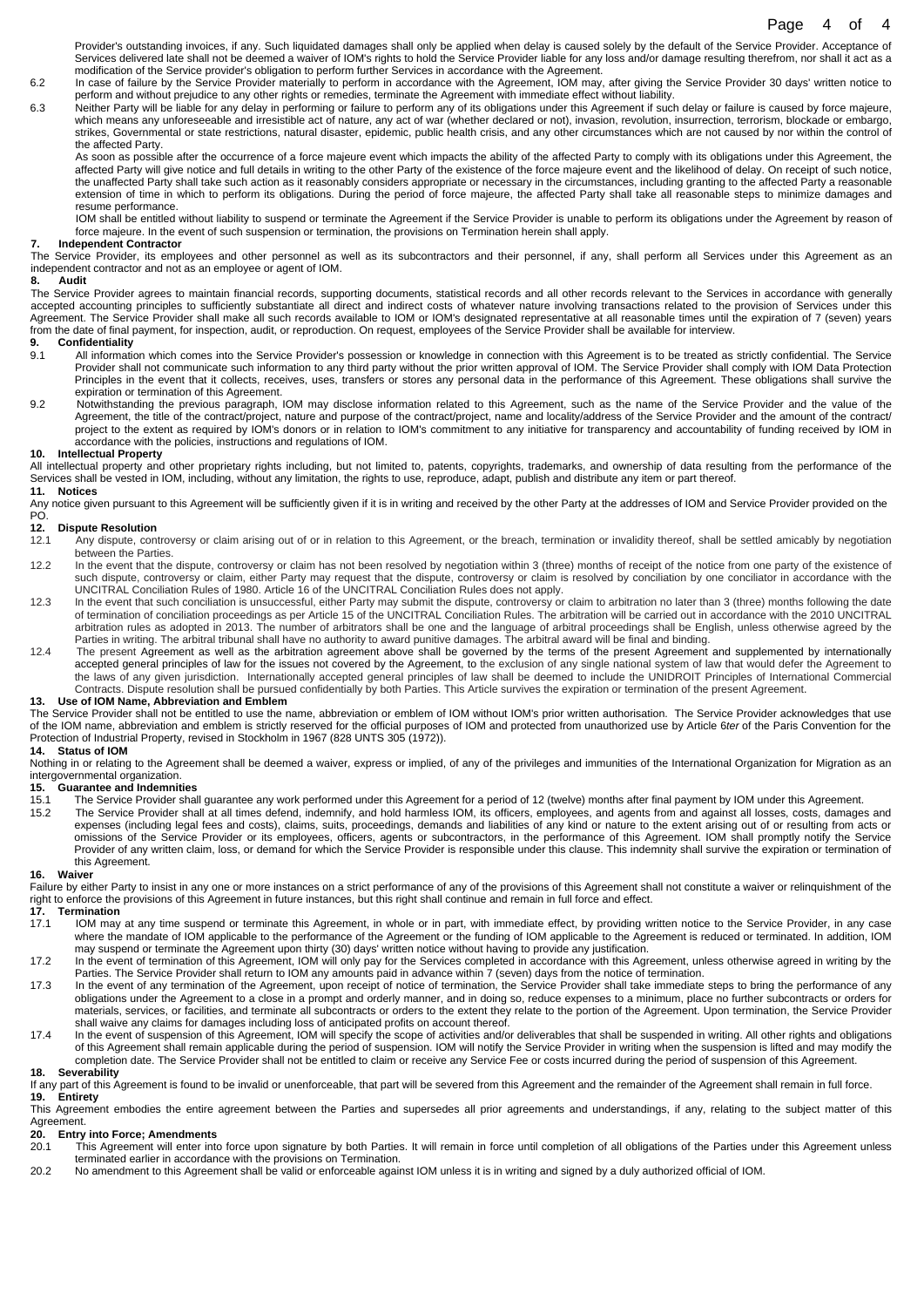Provider's outstanding invoices, if any. Such liquidated damages shall only be applied when delay is caused solely by the default of the Service Provider. Acceptance of Services delivered late shall not be deemed a waiver of IOM's rights to hold the Service Provider liable for any loss and/or damage resulting therefrom, nor shall it act as a modification of the Service provider's obligation to perform further Services in accordance with the Agreement.

6.2 In case of failure by the Service Provider materially to perform in accordance with the Agreement, IOM may, after giving the Service Provider 30 days' written notice to perform and without prejudice to any other rights or remedies, terminate the Agreement with immediate effect without liability.

6.3 Neither Party will be liable for any delay in performing or failure to perform any of its obligations under this Agreement if such delay or failure is caused by force majeure, which means any unforeseeable and irresistible act of nature, any act of war (whether declared or not), invasion, revolution, insurrection, terrorism, blockade or embargo, strikes, Governmental or state restrictions, natural disaster, epidemic, public health crisis, and any other circumstances which are not caused by nor within the control of the affected Party.

As soon as possible after the occurrence of a force majeure event which impacts the ability of the affected Party to comply with its obligations under this Agreement, the affected Party will give notice and full details in writing to the other Party of the existence of the force majeure event and the likelihood of delay. On receipt of such notice, the unaffected Party shall take such action as it reasonably considers appropriate or necessary in the circumstances, including granting to the affected Party a reasonable extension of time in which to perform its obligations. During the period of force majeure, the affected Party shall take all reasonable steps to minimize damages and resume performance.

IOM shall be entitled without liability to suspend or terminate the Agreement if the Service Provider is unable to perform its obligations under the Agreement by reason of force majeure. In the event of such suspension or termination, the provisions on Termination herein shall apply.

**7. Independent Contractor**

The Service Provider, its employees and other personnel as well as its subcontractors and their personnel, if any, shall perform all Services under this Agreement as an independent contractor and not as an employee or agent of IOM.

**8. Audit**

The Service Provider agrees to maintain financial records, supporting documents, statistical records and all other records relevant to the Services in accordance with generally accepted accounting principles to sufficiently substantiate all direct and indirect costs of whatever nature involving transactions related to the provision of Services under this Agreement. The Service Provider shall make all such records available to IOM or IOM's designated representative at all reasonable times until the expiration of 7 (seven) years from the date of final payment, for inspection, audit, or reproduction. On request, employees of the Service Provider shall be available for interview.

**9. Confidentiality**

9.1 All information which comes into the Service Provider's possession or knowledge in connection with this Agreement is to be treated as strictly confidential. The Service Provider shall not communicate such information to any third party without the prior written approval of IOM. The Service Provider shall comply with IOM Data Protection Principles in the event that it collects, receives, uses, transfers or stores any personal data in the performance of this Agreement. These obligations shall survive the expiration or termination of this Agreement.

9.2 Notwithstanding the previous paragraph, IOM may disclose information related to this Agreement, such as the name of the Service Provider and the value of the Agreement, the title of the contract/project, nature and purpose of the contract/project, name and locality/address of the Service Provider and the amount of the contract/ project to the extent as required by IOM's donors or in relation to IOM's commitment to any initiative for transparency and accountability of funding received by IOM in accordance with the policies, instructions and regulations of IOM.

**10. Intellectual Property**

All intellectual property and other proprietary rights including, but not limited to, patents, copyrights, trademarks, and ownership of data resulting from the performance of the Services shall be vested in IOM, including, without any limitation, the rights to use, reproduce, adapt, publish and distribute any item or part thereof.

**11. Notices**

Any notice given pursuant to this Agreement will be sufficiently given if it is in writing and received by the other Party at the addresses of IOM and Service Provider provided on the PO.

**12. Dispute Resolution**

12.1 Any dispute, controversy or claim arising out of or in relation to this Agreement, or the breach, termination or invalidity thereof, shall be settled amicably by negotiation between the Parties.

12.2 In the event that the dispute, controversy or claim has not been resolved by negotiation within 3 (three) months of receipt of the notice from one party of the existence of such dispute, controversy or claim, either Party may request that the dispute, controversy or claim is resolved by conciliation by one conciliator in accordance with the UNCITRAL Conciliation Rules of 1980. Article 16 of the UNCITRAL Conciliation Rules does not apply.

12.3 In the event that such conciliation is unsuccessful, either Party may submit the dispute, controversy or claim to arbitration no later than 3 (three) months following the date of termination of conciliation proceedings as per Article 15 of the UNCITRAL Conciliation Rules. The arbitration will be carried out in accordance with the 2010 UNCITRAL arbitration rules as adopted in 2013. The number of arbitrators shall be one and the language of arbitral proceedings shall be English, unless otherwise agreed by the Parties in writing. The arbitral tribunal shall have no authority to award punitive damages. The arbitral award will be final and binding.

12.4 The present Agreement as well as the arbitration agreement above shall be governed by the terms of the present Agreement and supplemented by internationally accepted general principles of law for the issues not covered by the Agreement, to the exclusion of any single national system of law that would defer the Agreement to the laws of any given jurisdiction. Internationally accepted general principles of law shall be deemed to include the UNIDROIT Principles of International Commercial Contracts. Dispute resolution shall be pursued confidentially by both Parties. This Article survives the expiration or termination of the present Agreement.

**13. Use of IOM Name, Abbreviation and Emblem**

The Service Provider shall not be entitled to use the name, abbreviation or emblem of IOM without IOM's prior written authorisation. The Service Provider acknowledges that use of the IOM name, abbreviation and emblem is strictly reserved for the official purposes of IOM and protected from unauthorized use by Article 6*ter* of the Paris Convention for the Protection of Industrial Property, revised in Stockholm in 1967 (828 UNTS 305 (1972)).

**14. Status of IOM**

Nothing in or relating to the Agreement shall be deemed a waiver, express or implied, of any of the privileges and immunities of the International Organization for Migration as an intergovernmental organization.

**15. Guarantee and Indemnities**

15.1 The Service Provider shall guarantee any work performed under this Agreement for a period of 12 (twelve) months after final payment by IOM under this Agreement.

15.2 The Service Provider shall at all times defend, indemnify, and hold harmless IOM, its officers, employees, and agents from and against all losses, costs, damages and expenses (including legal fees and costs), claims, suits, proceedings, demands and liabilities of any kind or nature to the extent arising out of or resulting from acts or omissions of the Service Provider or its employees, officers, agents or subcontractors, in the performance of this Agreement. IOM shall promptly notify the Service Provider of any written claim, loss, or demand for which the Service Provider is responsible under this clause. This indemnity shall survive the expiration or termination of this Agreement.

**16. Waiver**

Failure by either Party to insist in any one or more instances on a strict performance of any of the provisions of this Agreement shall not constitute a waiver or relinquishment of the right to enforce the provisions of this Agreement in future instances, but this right shall continue and remain in full force and effect.

**17. Termination**

17.1 IOM may at any time suspend or terminate this Agreement, in whole or in part, with immediate effect, by providing written notice to the Service Provider, in any case where the mandate of IOM applicable to the performance of the Agreement or the funding of IOM applicable to the Agreement is reduced or terminated. In addition, IOM may suspend or terminate the Agreement upon thirty (30) days' written notice without having to provide any justification.

17.2 In the event of termination of this Agreement, IOM will only pay for the Services completed in accordance with this Agreement, unless otherwise agreed in writing by the Parties. The Service Provider shall return to IOM any amounts paid in advance within 7 (seven) days from the notice of termination.

17.3 In the event of any termination of the Agreement, upon receipt of notice of termination, the Service Provider shall take immediate steps to bring the performance of any obligations under the Agreement to a close in a prompt and orderly manner, and in doing so, reduce expenses to a minimum, place no further subcontracts or orders for materials, services, or facilities, and terminate all subcontracts or orders to the extent they relate to the portion of the Agreement. Upon termination, the Service Provider shall waive any claims for damages including loss of anticipated profits on account thereof.

17.4 In the event of suspension of this Agreement, IOM will specify the scope of activities and/or deliverables that shall be suspended in writing. All other rights and obligations of this Agreement shall remain applicable during the period of suspension. IOM will notify the Service Provider in writing when the suspension is lifted and may modify the completion date. The Service Provider shall not be entitled to claim or receive any Service Fee or costs incurred during the period of suspension of this Agreement.

**18. Severability**

If any part of this Agreement is found to be invalid or unenforceable, that part will be severed from this Agreement and the remainder of the Agreement shall remain in full force.

**19. Entirety**

This Agreement embodies the entire agreement between the Parties and supersedes all prior agreements and understandings, if any, relating to the subject matter of this Agreement.

**20. Entry into Force; Amendments**

20.1 This Agreement will enter into force upon signature by both Parties. It will remain in force until completion of all obligations of the Parties under this Agreement unless terminated earlier in accordance with the provisions on Termination.

20.2 No amendment to this Agreement shall be valid or enforceable against IOM unless it is in writing and signed by a duly authorized official of IOM.